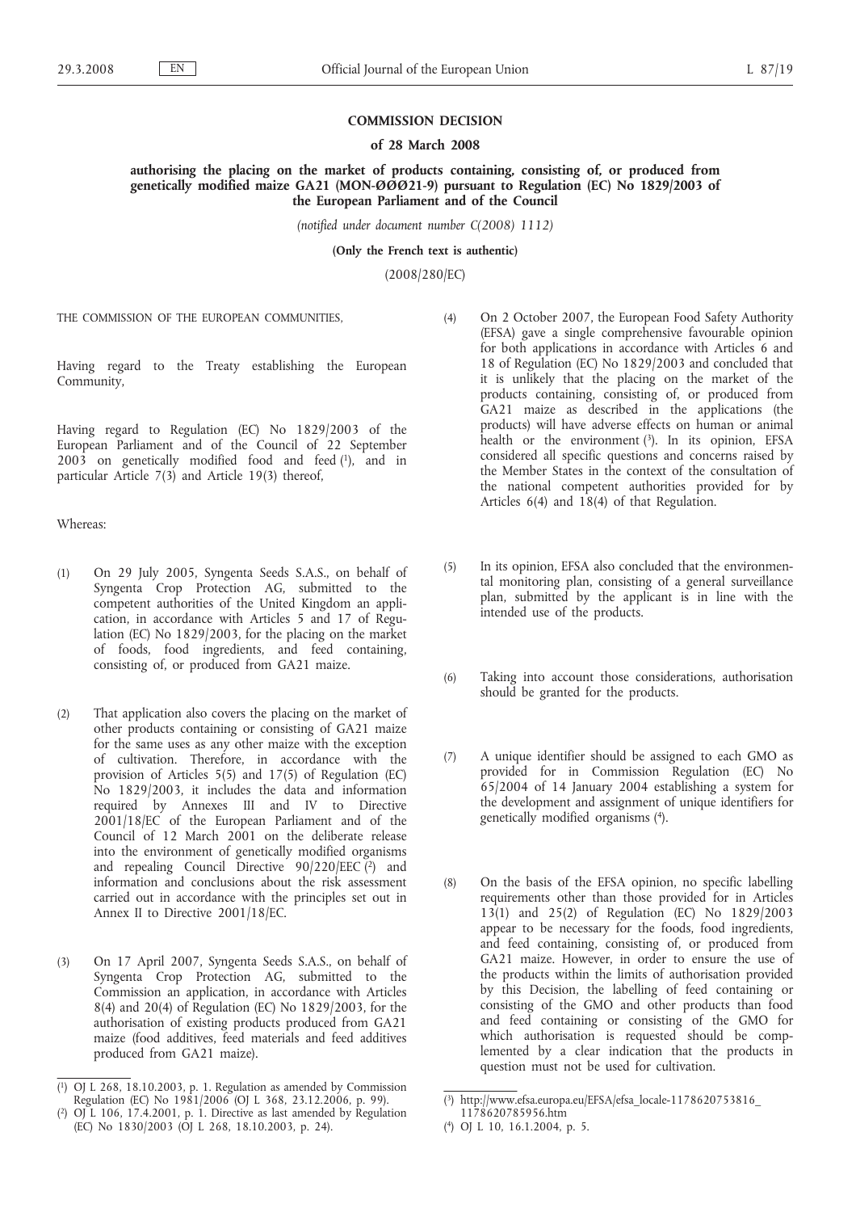**COMMISSION DECISION**

**of 28 March 2008**

**authorising the placing on the market of products containing, consisting of, or produced from genetically modified maize GA21 (MON-ØØØ21-9) pursuant to Regulation (EC) No 1829/2003 of the European Parliament and of the Council**

*(notified under document number C(2008) 1112)*

**(Only the French text is authentic)**

(2008/280/EC)

THE COMMISSION OF THE EUROPEAN COMMUNITIES,

Having regard to the Treaty establishing the European Community,

Having regard to Regulation (EC) No 1829/2003 of the European Parliament and of the Council of 22 September 2003 on genetically modified food and feed [1], and in particular Article 7(3) and Article 19(3) thereof,

Whereas:

(1) On 29 July 2005, Syngenta Seeds S.A.S., on behalf of Syngenta Crop Protection AG, submitted to the competent authorities of the United Kingdom an application, in accordance with Articles 5 and 17 of Regulation (EC) No 1829/2003, for the placing on the market of foods, food ingredients, and feed containing, consisting of, or produced from GA21 maize.

(2) That application also covers the placing on the market of other products containing or consisting of GA21 maize for the same uses as any other maize with the exception of cultivation. Therefore, in accordance with the provision of Articles 5(5) and 17(5) of Regulation (EC) No 1829/2003, it includes the data and information required by Annexes III and IV to Directive 2001/18/EC of the European Parliament and of the Council of 12 March 2001 on the deliberate release into the environment of genetically modified organisms and repealing Council Directive 90/220/EEC [2] and information and conclusions about the risk assessment carried out in accordance with the principles set out in Annex II to Directive 2001/18/EC.

(3) On 17 April 2007, Syngenta Seeds S.A.S., on behalf of Syngenta Crop Protection AG, submitted to the Commission an application, in accordance with Articles 8(4) and 20(4) of Regulation (EC) No 1829/2003, for the authorisation of existing products produced from GA21 maize (food additives, feed materials and feed additives produced from GA21 maize).

(4) On 2 October 2007, the European Food Safety Authority (EFSA) gave a single comprehensive favourable opinion for both applications in accordance with Articles 6 and 18 of Regulation (EC) No 1829/2003 and concluded that it is unlikely that the placing on the market of the products containing, consisting of, or produced from GA21 maize as described in the applications (the products) will have adverse effects on human or animal health or the environment [3]. In its opinion, EFSA considered all specific questions and concerns raised by the Member States in the context of the consultation of the national competent authorities provided for by Articles 6(4) and 18(4) of that Regulation.

(5) In its opinion, EFSA also concluded that the environmental monitoring plan, consisting of a general surveillance plan, submitted by the applicant is in line with the intended use of the products.

(6) Taking into account those considerations, authorisation should be granted for the products.

(7) A unique identifier should be assigned to each GMO as provided for in Commission Regulation (EC) No 65/2004 of 14 January 2004 establishing a system for the development and assignment of unique identifiers for genetically modified organisms [4].

(8) On the basis of the EFSA opinion, no specific labelling requirements other than those provided for in Articles 13(1) and 25(2) of Regulation (EC) No 1829/2003 appear to be necessary for the foods, food ingredients, and feed containing, consisting of, or produced from GA21 maize. However, in order to ensure the use of the products within the limits of authorisation provided by this Decision, the labelling of feed containing or consisting of the GMO and other products than food and feed containing or consisting of the GMO for which authorisation is requested should be complemented by a clear indication that the products in question must not be used for cultivation.

---

[1] OJ L 268, 18.10.2003, p. 1. Regulation as amended by Commission Regulation (EC) No 1981/2006 (OJ L 368, 23.12.2006, p. 99).

[2] OJ L 106, 17.4.2001, p. 1. Directive as last amended by Regulation (EC) No 1830/2003 (OJ L 268, 18.10.2003, p. 24).

[3] http://www.efsa.europa.eu/EFSA/efsa_locale-1178620753816_1178620785956.htm

[4] OJ L 10, 16.1.2004, p. 5.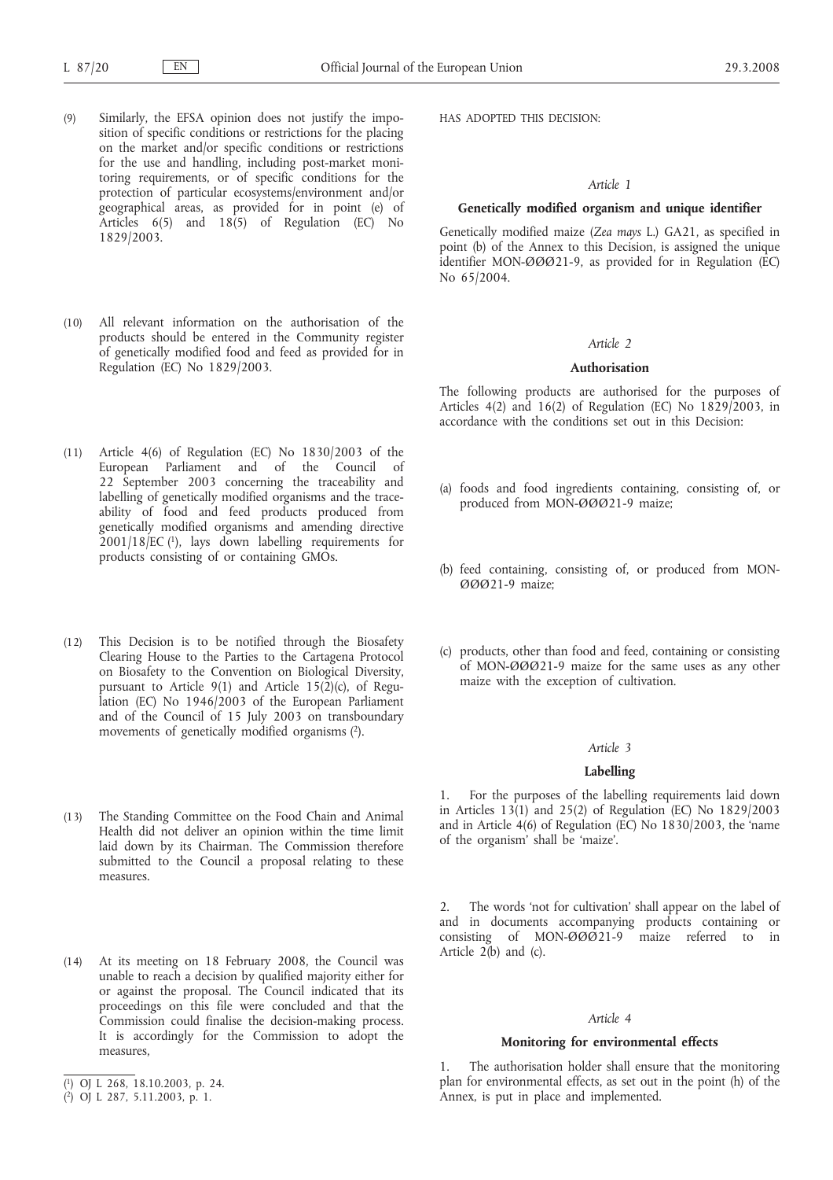(9) Similarly, the EFSA opinion does not justify the imposition of specific conditions or restrictions for the placing on the market and/or specific conditions or restrictions for the use and handling, including post-market monitoring requirements, or of specific conditions for the protection of particular ecosystems/environment and/or geographical areas, as provided for in point (e) of Articles 6(5) and 18(5) of Regulation (EC) No 1829/2003.

(10) All relevant information on the authorisation of the products should be entered in the Community register of genetically modified food and feed as provided for in Regulation (EC) No 1829/2003.

(11) Article 4(6) of Regulation (EC) No 1830/2003 of the European Parliament and of the Council of 22 September 2003 concerning the traceability and labelling of genetically modified organisms and the traceability of food and feed products produced from genetically modified organisms and amending directive 2001/18/EC [1], lays down labelling requirements for products consisting of or containing GMOs.

(12) This Decision is to be notified through the Biosafety Clearing House to the Parties to the Cartagena Protocol on Biosafety to the Convention on Biological Diversity, pursuant to Article 9(1) and Article 15(2)(c), of Regulation (EC) No 1946/2003 of the European Parliament and of the Council of 15 July 2003 on transboundary movements of genetically modified organisms [2].

(13) The Standing Committee on the Food Chain and Animal Health did not deliver an opinion within the time limit laid down by its Chairman. The Commission therefore submitted to the Council a proposal relating to these measures.

(14) At its meeting on 18 February 2008, the Council was unable to reach a decision by qualified majority either for or against the proposal. The Council indicated that its proceedings on this file were concluded and that the Commission could finalise the decision-making process. It is accordingly for the Commission to adopt the measures,

[1] OJ L 268, 18.10.2003, p. 24.
[2] OJ L 287, 5.11.2003, p. 1.

HAS ADOPTED THIS DECISION:

*Article 1*

**Genetically modified organism and unique identifier**

Genetically modified maize (*Zea mays* L.) GA21, as specified in point (b) of the Annex to this Decision, is assigned the unique identifier MON-ØØØ21-9, as provided for in Regulation (EC) No 65/2004.

*Article 2*

**Authorisation**

The following products are authorised for the purposes of Articles 4(2) and 16(2) of Regulation (EC) No 1829/2003, in accordance with the conditions set out in this Decision:

(a) foods and food ingredients containing, consisting of, or produced from MON-ØØØ21-9 maize;

(b) feed containing, consisting of, or produced from MON-ØØØ21-9 maize;

(c) products, other than food and feed, containing or consisting of MON-ØØØ21-9 maize for the same uses as any other maize with the exception of cultivation.

*Article 3*

**Labelling**

1. For the purposes of the labelling requirements laid down in Articles 13(1) and 25(2) of Regulation (EC) No 1829/2003 and in Article 4(6) of Regulation (EC) No 1830/2003, the 'name of the organism' shall be 'maize'.

2. The words 'not for cultivation' shall appear on the label of and in documents accompanying products containing or consisting of MON-ØØØ21-9 maize referred to in Article 2(b) and (c).

*Article 4*

**Monitoring for environmental effects**

1. The authorisation holder shall ensure that the monitoring plan for environmental effects, as set out in the point (h) of the Annex, is put in place and implemented.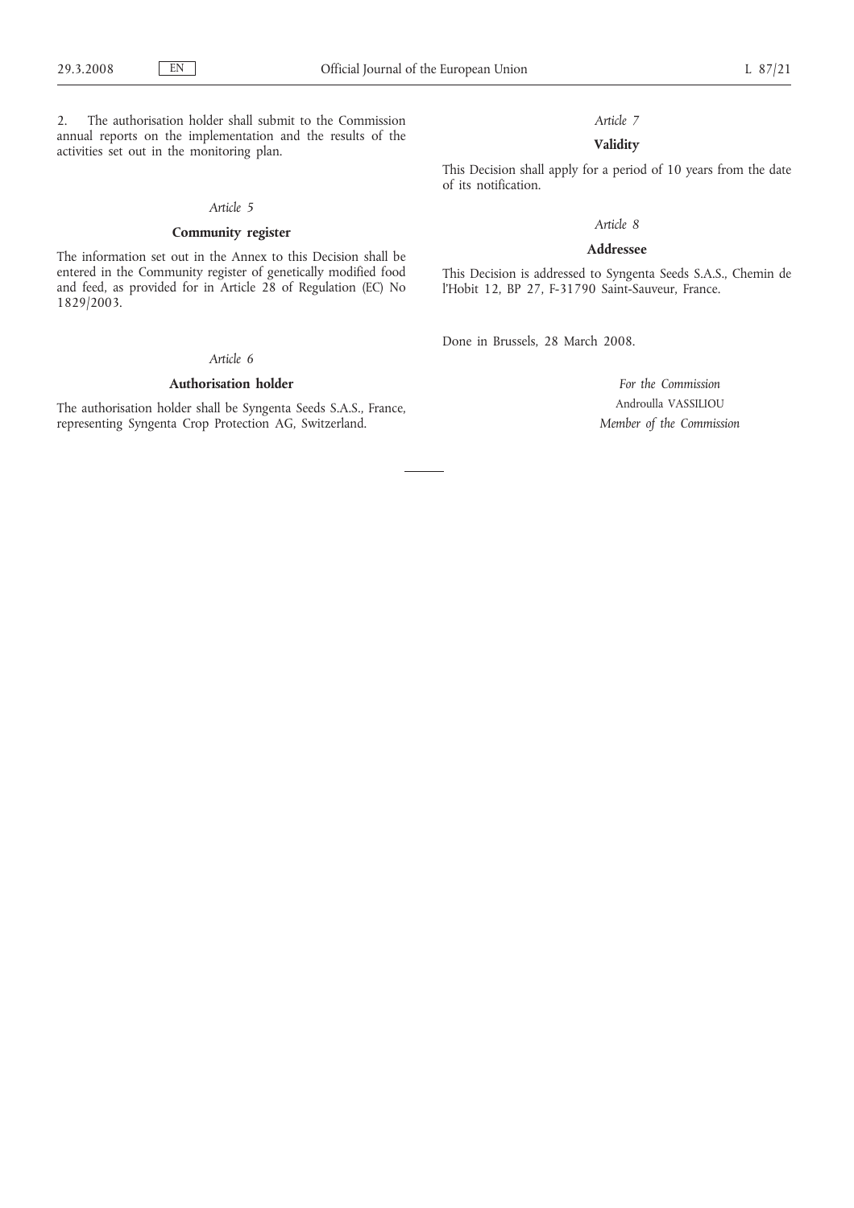2. The authorisation holder shall submit to the Commission annual reports on the implementation and the results of the activities set out in the monitoring plan.

*Article 5*

**Community register**

The information set out in the Annex to this Decision shall be entered in the Community register of genetically modified food and feed, as provided for in Article 28 of Regulation (EC) No 1829/2003.

*Article 6*

**Authorisation holder**

The authorisation holder shall be Syngenta Seeds S.A.S., France, representing Syngenta Crop Protection AG, Switzerland.

*Article 7*

**Validity**

This Decision shall apply for a period of 10 years from the date of its notification.

*Article 8*

**Addressee**

This Decision is addressed to Syngenta Seeds S.A.S., Chemin de l'Hobit 12, BP 27, F-31790 Saint-Sauveur, France.

Done in Brussels, 28 March 2008.

*For the Commission*

Androulla VASSILIOU

*Member of the Commission*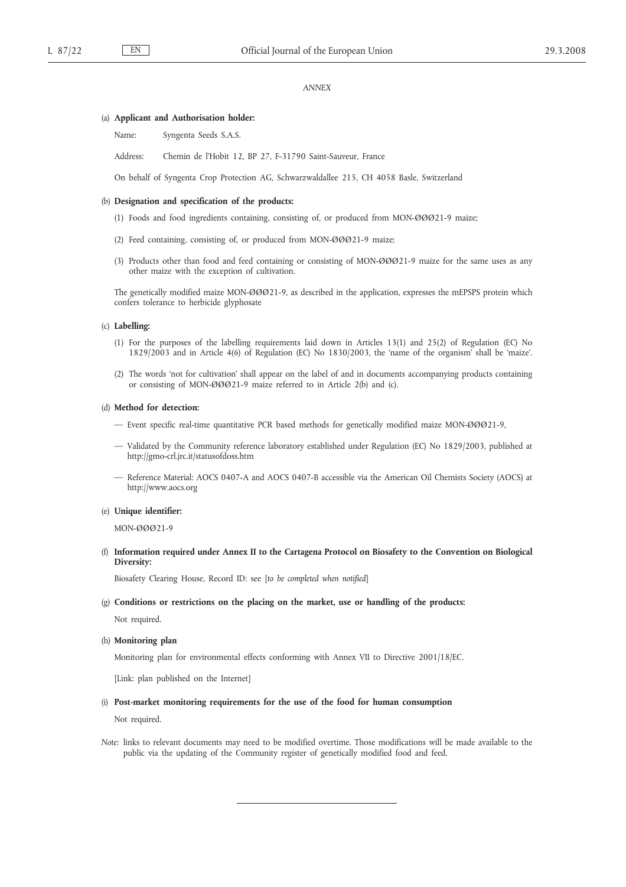*ANNEX*

(a) **Applicant and Authorisation holder:**

Name: Syngenta Seeds S.A.S.

Address: Chemin de l'Hobit 12, BP 27, F-31790 Saint-Sauveur, France

On behalf of Syngenta Crop Protection AG, Schwarzwaldallee 215, CH 4058 Basle, Switzerland

(b) **Designation and specification of the products:**

(1) Foods and food ingredients containing, consisting of, or produced from MON-ØØØ21-9 maize;

(2) Feed containing, consisting of, or produced from MON-ØØØ21-9 maize;

(3) Products other than food and feed containing or consisting of MON-ØØØ21-9 maize for the same uses as any other maize with the exception of cultivation.

The genetically modified maize MON-ØØØ21-9, as described in the application, expresses the mEPSPS protein which confers tolerance to herbicide glyphosate

(c) **Labelling:**

(1) For the purposes of the labelling requirements laid down in Articles 13(1) and 25(2) of Regulation (EC) No 1829/2003 and in Article 4(6) of Regulation (EC) No 1830/2003, the 'name of the organism' shall be 'maize'.

(2) The words 'not for cultivation' shall appear on the label of and in documents accompanying products containing or consisting of MON-ØØØ21-9 maize referred to in Article 2(b) and (c).

(d) **Method for detection:**

— Event specific real-time quantitative PCR based methods for genetically modified maize MON-ØØØ21-9,

— Validated by the Community reference laboratory established under Regulation (EC) No 1829/2003, published at http://gmo-crl.jrc.it/statusofdoss.htm

— Reference Material: AOCS 0407-A and AOCS 0407-B accessible via the American Oil Chemists Society (AOCS) at http://www.aocs.org

(e) **Unique identifier:**

MON-ØØØ21-9

(f) **Information required under Annex II to the Cartagena Protocol on Biosafety to the Convention on Biological Diversity:**

Biosafety Clearing House, Record ID: see [*to be completed when notified*]

(g) **Conditions or restrictions on the placing on the market, use or handling of the products:**

Not required.

(h) **Monitoring plan**

Monitoring plan for environmental effects conforming with Annex VII to Directive 2001/18/EC.

[Link: plan published on the Internet]

(i) **Post-market monitoring requirements for the use of the food for human consumption**

Not required.

*Note:* links to relevant documents may need to be modified overtime. Those modifications will be made available to the public via the updating of the Community register of genetically modified food and feed.